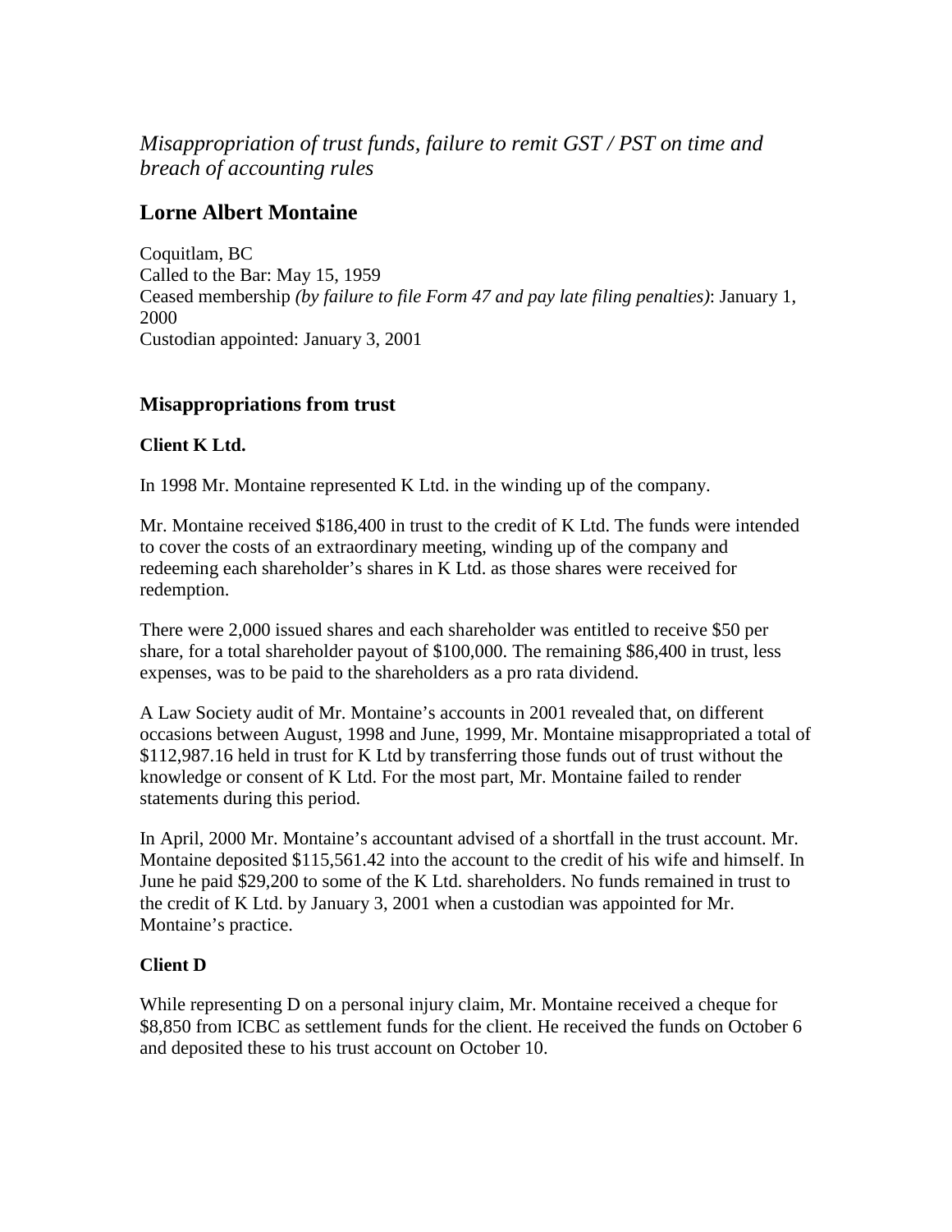*Misappropriation of trust funds, failure to remit GST / PST on time and breach of accounting rules*

## Lorne Albert Montaine

Coquitlam, BC
Called to the Bar: May 15, 1959
Ceased membership *(by failure to file Form 47 and pay late filing penalties)*: January 1, 2000
Custodian appointed: January 3, 2001

### Misappropriations from trust

**Client K Ltd.**

In 1998 Mr. Montaine represented K Ltd. in the winding up of the company.

Mr. Montaine received $186,400 in trust to the credit of K Ltd. The funds were intended to cover the costs of an extraordinary meeting, winding up of the company and redeeming each shareholder's shares in K Ltd. as those shares were received for redemption.

There were 2,000 issued shares and each shareholder was entitled to receive $50 per share, for a total shareholder payout of $100,000. The remaining $86,400 in trust, less expenses, was to be paid to the shareholders as a pro rata dividend.

A Law Society audit of Mr. Montaine's accounts in 2001 revealed that, on different occasions between August, 1998 and June, 1999, Mr. Montaine misappropriated a total of $112,987.16 held in trust for K Ltd by transferring those funds out of trust without the knowledge or consent of K Ltd. For the most part, Mr. Montaine failed to render statements during this period.

In April, 2000 Mr. Montaine's accountant advised of a shortfall in the trust account. Mr. Montaine deposited $115,561.42 into the account to the credit of his wife and himself. In June he paid $29,200 to some of the K Ltd. shareholders. No funds remained in trust to the credit of K Ltd. by January 3, 2001 when a custodian was appointed for Mr. Montaine's practice.

**Client D**

While representing D on a personal injury claim, Mr. Montaine received a cheque for $8,850 from ICBC as settlement funds for the client. He received the funds on October 6 and deposited these to his trust account on October 10.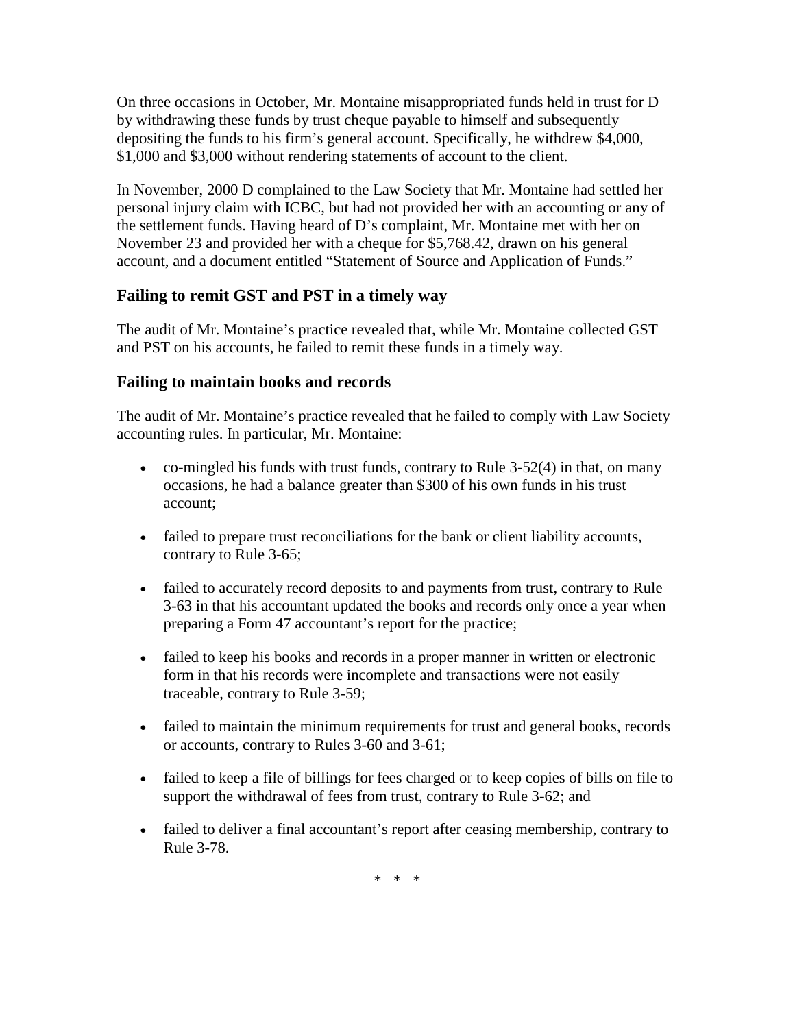On three occasions in October, Mr. Montaine misappropriated funds held in trust for D by withdrawing these funds by trust cheque payable to himself and subsequently depositing the funds to his firm's general account. Specifically, he withdrew $4,000, $1,000 and $3,000 without rendering statements of account to the client.

In November, 2000 D complained to the Law Society that Mr. Montaine had settled her personal injury claim with ICBC, but had not provided her with an accounting or any of the settlement funds. Having heard of D's complaint, Mr. Montaine met with her on November 23 and provided her with a cheque for $5,768.42, drawn on his general account, and a document entitled "Statement of Source and Application of Funds."

## Failing to remit GST and PST in a timely way

The audit of Mr. Montaine's practice revealed that, while Mr. Montaine collected GST and PST on his accounts, he failed to remit these funds in a timely way.

## Failing to maintain books and records

The audit of Mr. Montaine's practice revealed that he failed to comply with Law Society accounting rules. In particular, Mr. Montaine:

- co-mingled his funds with trust funds, contrary to Rule 3-52(4) in that, on many occasions, he had a balance greater than $300 of his own funds in his trust account;
- failed to prepare trust reconciliations for the bank or client liability accounts, contrary to Rule 3-65;
- failed to accurately record deposits to and payments from trust, contrary to Rule 3-63 in that his accountant updated the books and records only once a year when preparing a Form 47 accountant's report for the practice;
- failed to keep his books and records in a proper manner in written or electronic form in that his records were incomplete and transactions were not easily traceable, contrary to Rule 3-59;
- failed to maintain the minimum requirements for trust and general books, records or accounts, contrary to Rules 3-60 and 3-61;
- failed to keep a file of billings for fees charged or to keep copies of bills on file to support the withdrawal of fees from trust, contrary to Rule 3-62; and
- failed to deliver a final accountant's report after ceasing membership, contrary to Rule 3-78.

\* \* \*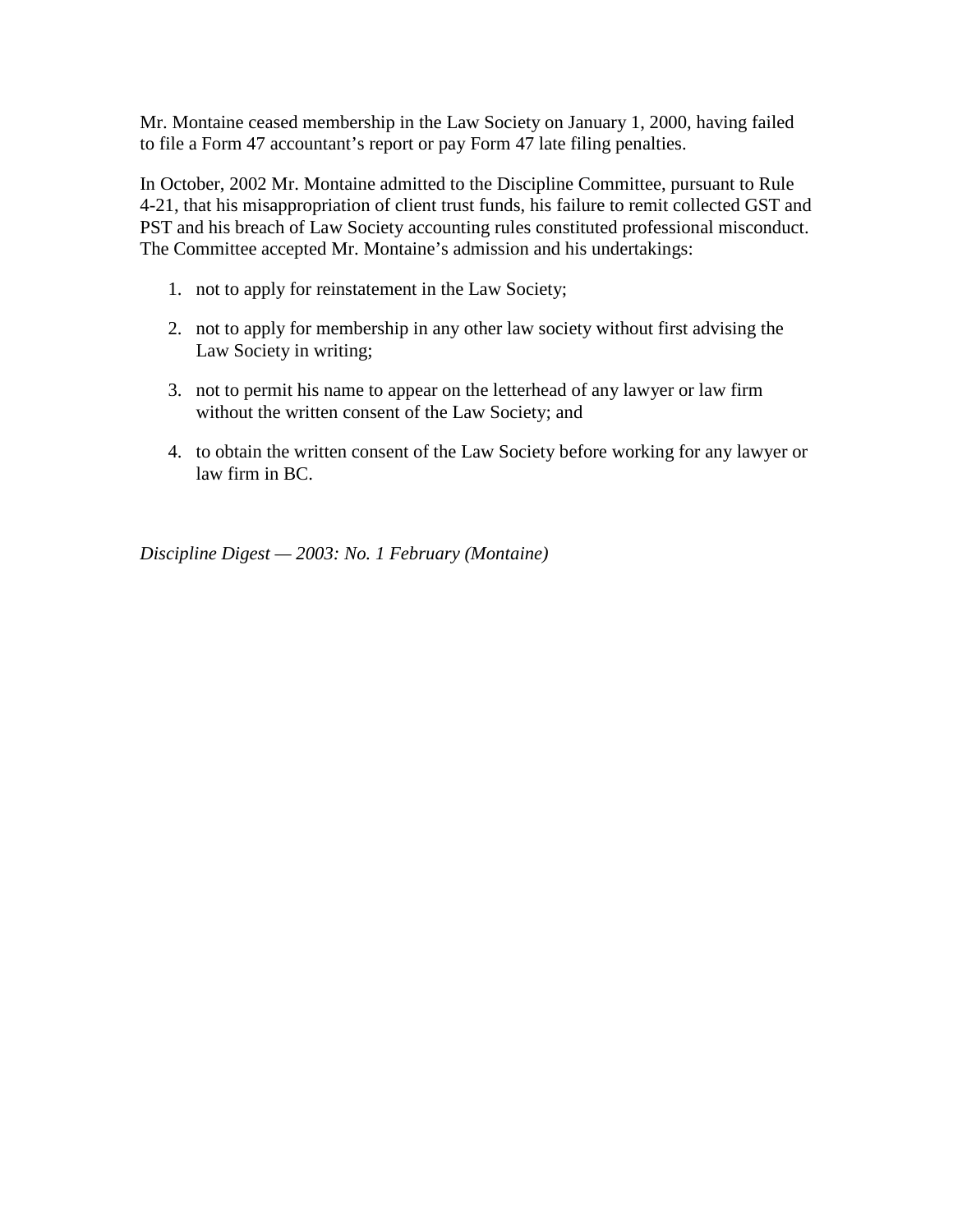Mr. Montaine ceased membership in the Law Society on January 1, 2000, having failed to file a Form 47 accountant's report or pay Form 47 late filing penalties.

In October, 2002 Mr. Montaine admitted to the Discipline Committee, pursuant to Rule 4-21, that his misappropriation of client trust funds, his failure to remit collected GST and PST and his breach of Law Society accounting rules constituted professional misconduct. The Committee accepted Mr. Montaine's admission and his undertakings:

1. not to apply for reinstatement in the Law Society;
2. not to apply for membership in any other law society without first advising the Law Society in writing;
3. not to permit his name to appear on the letterhead of any lawyer or law firm without the written consent of the Law Society; and
4. to obtain the written consent of the Law Society before working for any lawyer or law firm in BC.

*Discipline Digest — 2003: No. 1 February (Montaine)*